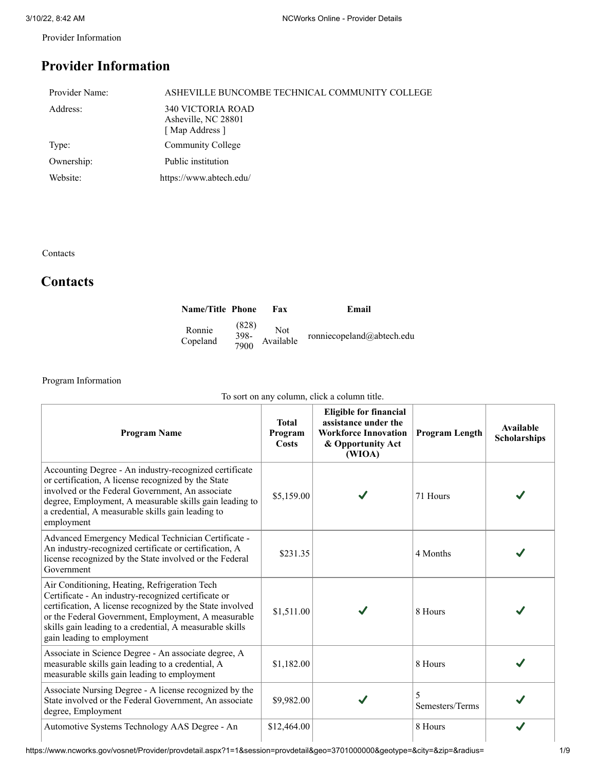Provider Information

# Provider Information

| | |
|---|---|
| Provider Name: | ASHEVILLE BUNCOMBE TECHNICAL COMMUNITY COLLEGE |
| Address: | 340 VICTORIA ROAD<br>Asheville, NC 28801<br>[ Map Address ] |
| Type: | Community College |
| Ownership: | Public institution |
| Website: | https://www.abtech.edu/ |

Contacts

# Contacts

| Name/Title | Phone | Fax | Email |
|---|---|---|---|
| Ronnie Copeland | (828) 398-7900 | Not Available | ronniecopeland@abtech.edu |

Program Information

To sort on any column, click a column title.

| Program Name | Total Program Costs | Eligible for financial assistance under the Workforce Innovation & Opportunity Act (WIOA) | Program Length | Available Scholarships |
|---|---|---|---|---|
| Accounting Degree - An industry-recognized certificate or certification, A license recognized by the State involved or the Federal Government, An associate degree, Employment, A measurable skills gain leading to a credential, A measurable skills gain leading to employment | $5,159.00 | ✔ | 71 Hours | ✔ |
| Advanced Emergency Medical Technician Certificate - An industry-recognized certificate or certification, A license recognized by the State involved or the Federal Government | $231.35 | | 4 Months | ✔ |
| Air Conditioning, Heating, Refrigeration Tech Certificate - An industry-recognized certificate or certification, A license recognized by the State involved or the Federal Government, Employment, A measurable skills gain leading to a credential, A measurable skills gain leading to employment | $1,511.00 | ✔ | 8 Hours | ✔ |
| Associate in Science Degree - An associate degree, A measurable skills gain leading to a credential, A measurable skills gain leading to employment | $1,182.00 | | 8 Hours | ✔ |
| Associate Nursing Degree - A license recognized by the State involved or the Federal Government, An associate degree, Employment | $9,982.00 | ✔ | 5 Semesters/Terms | ✔ |
| Automotive Systems Technology AAS Degree - An | $12,464.00 | | 8 Hours | ✔ |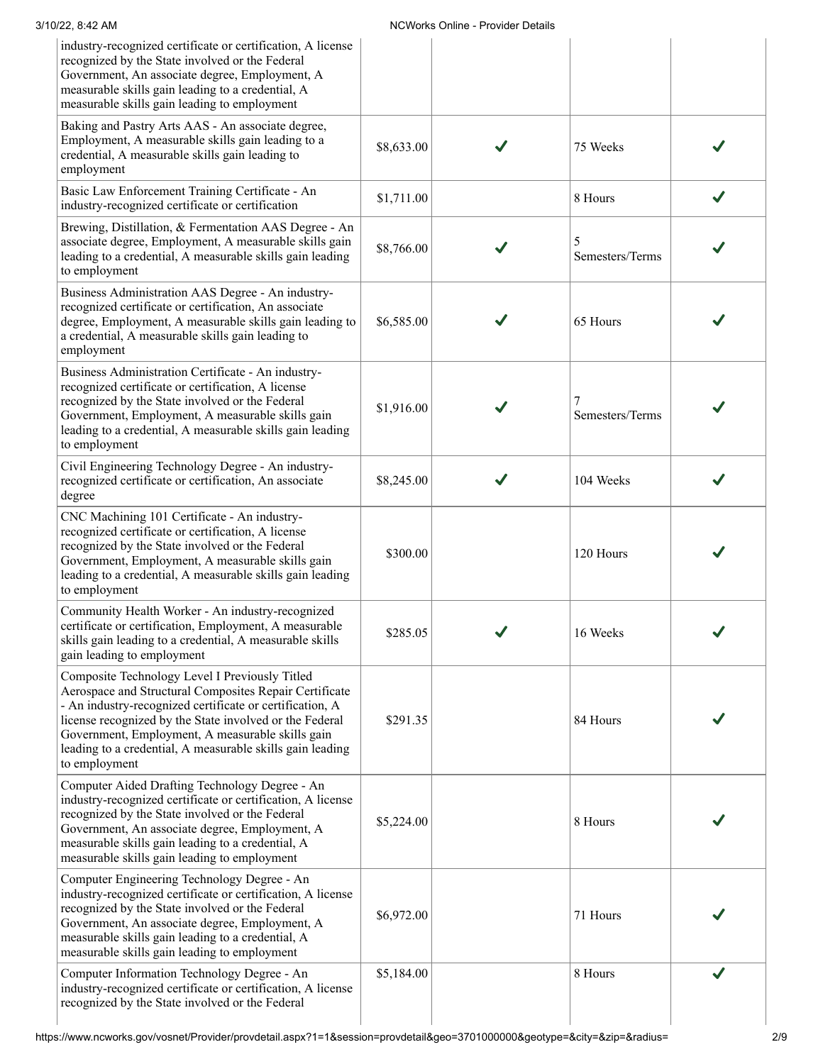| | | | | |
|---|---|---|---|---|
| industry-recognized certificate or certification, A license recognized by the State involved or the Federal Government, An associate degree, Employment, A measurable skills gain leading to a credential, A measurable skills gain leading to employment | | | | |
| Baking and Pastry Arts AAS - An associate degree, Employment, A measurable skills gain leading to a credential, A measurable skills gain leading to employment | $8,633.00 | ✔ | 75 Weeks | ✔ |
| Basic Law Enforcement Training Certificate - An industry-recognized certificate or certification | $1,711.00 | | 8 Hours | ✔ |
| Brewing, Distillation, & Fermentation AAS Degree - An associate degree, Employment, A measurable skills gain leading to a credential, A measurable skills gain leading to employment | $8,766.00 | ✔ | 5 Semesters/Terms | ✔ |
| Business Administration AAS Degree - An industry-recognized certificate or certification, An associate degree, Employment, A measurable skills gain leading to a credential, A measurable skills gain leading to employment | $6,585.00 | ✔ | 65 Hours | ✔ |
| Business Administration Certificate - An industry-recognized certificate or certification, A license recognized by the State involved or the Federal Government, Employment, A measurable skills gain leading to a credential, A measurable skills gain leading to employment | $1,916.00 | ✔ | 7 Semesters/Terms | ✔ |
| Civil Engineering Technology Degree - An industry-recognized certificate or certification, An associate degree | $8,245.00 | ✔ | 104 Weeks | ✔ |
| CNC Machining 101 Certificate - An industry-recognized certificate or certification, A license recognized by the State involved or the Federal Government, Employment, A measurable skills gain leading to a credential, A measurable skills gain leading to employment | $300.00 | | 120 Hours | ✔ |
| Community Health Worker - An industry-recognized certificate or certification, Employment, A measurable skills gain leading to a credential, A measurable skills gain leading to employment | $285.05 | ✔ | 16 Weeks | ✔ |
| Composite Technology Level I Previously Titled Aerospace and Structural Composites Repair Certificate - An industry-recognized certificate or certification, A license recognized by the State involved or the Federal Government, Employment, A measurable skills gain leading to a credential, A measurable skills gain leading to employment | $291.35 | | 84 Hours | ✔ |
| Computer Aided Drafting Technology Degree - An industry-recognized certificate or certification, A license recognized by the State involved or the Federal Government, An associate degree, Employment, A measurable skills gain leading to a credential, A measurable skills gain leading to employment | $5,224.00 | | 8 Hours | ✔ |
| Computer Engineering Technology Degree - An industry-recognized certificate or certification, A license recognized by the State involved or the Federal Government, An associate degree, Employment, A measurable skills gain leading to a credential, A measurable skills gain leading to employment | $6,972.00 | | 71 Hours | ✔ |
| Computer Information Technology Degree - An industry-recognized certificate or certification, A license recognized by the State involved or the Federal | $5,184.00 | | 8 Hours | ✔ |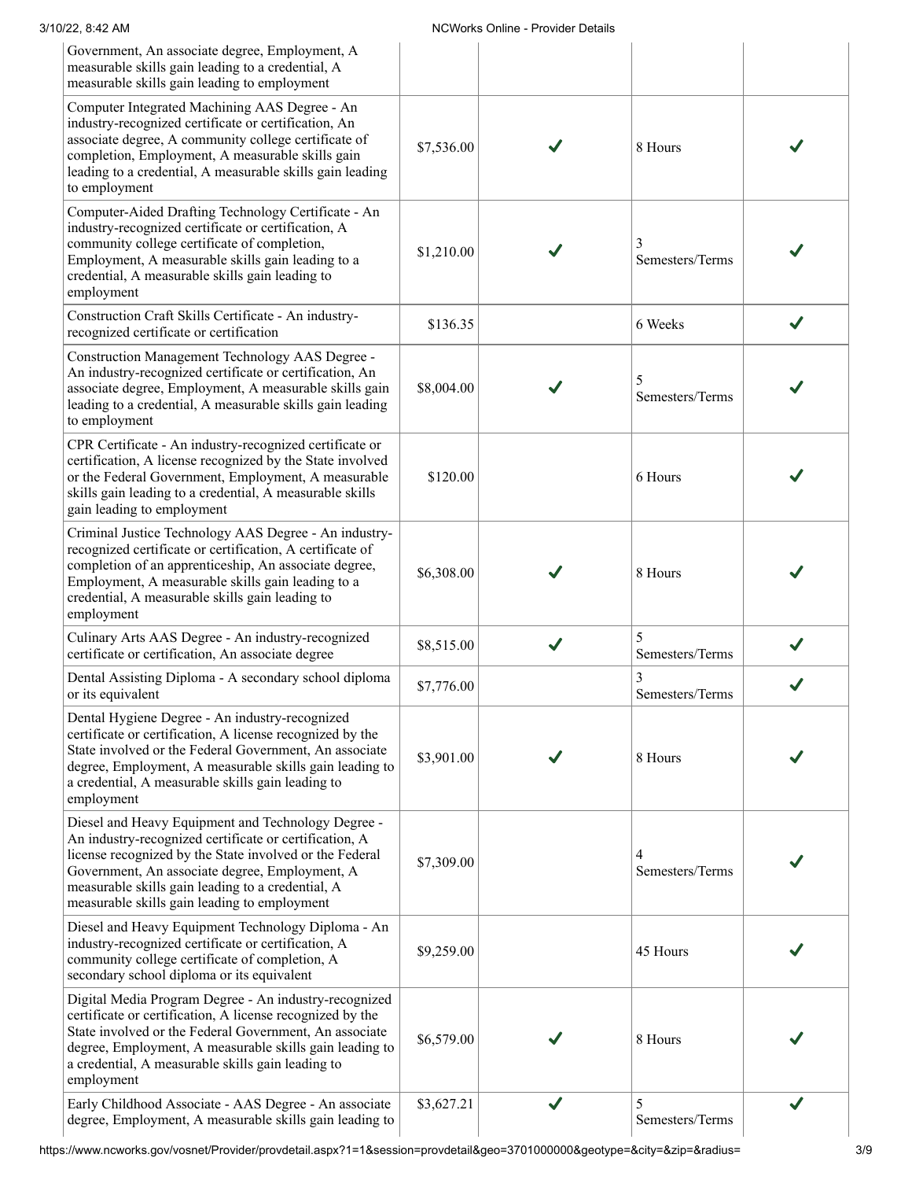| | | | | |
|---|---|---|---|---|
| Government, An associate degree, Employment, A measurable skills gain leading to a credential, A measurable skills gain leading to employment | | | | |
| Computer Integrated Machining AAS Degree - An industry-recognized certificate or certification, An associate degree, A community college certificate of completion, Employment, A measurable skills gain leading to a credential, A measurable skills gain leading to employment | $7,536.00 | ✔ | 8 Hours | ✔ |
| Computer-Aided Drafting Technology Certificate - An industry-recognized certificate or certification, A community college certificate of completion, Employment, A measurable skills gain leading to a credential, A measurable skills gain leading to employment | $1,210.00 | ✔ | 3 Semesters/Terms | ✔ |
| Construction Craft Skills Certificate - An industry-recognized certificate or certification | $136.35 | | 6 Weeks | ✔ |
| Construction Management Technology AAS Degree - An industry-recognized certificate or certification, An associate degree, Employment, A measurable skills gain leading to a credential, A measurable skills gain leading to employment | $8,004.00 | ✔ | 5 Semesters/Terms | ✔ |
| CPR Certificate - An industry-recognized certificate or certification, A license recognized by the State involved or the Federal Government, Employment, A measurable skills gain leading to a credential, A measurable skills gain leading to employment | $120.00 | | 6 Hours | ✔ |
| Criminal Justice Technology AAS Degree - An industry-recognized certificate or certification, A certificate of completion of an apprenticeship, An associate degree, Employment, A measurable skills gain leading to a credential, A measurable skills gain leading to employment | $6,308.00 | ✔ | 8 Hours | ✔ |
| Culinary Arts AAS Degree - An industry-recognized certificate or certification, An associate degree | $8,515.00 | ✔ | 5 Semesters/Terms | ✔ |
| Dental Assisting Diploma - A secondary school diploma or its equivalent | $7,776.00 | | 3 Semesters/Terms | ✔ |
| Dental Hygiene Degree - An industry-recognized certificate or certification, A license recognized by the State involved or the Federal Government, An associate degree, Employment, A measurable skills gain leading to a credential, A measurable skills gain leading to employment | $3,901.00 | ✔ | 8 Hours | ✔ |
| Diesel and Heavy Equipment and Technology Degree - An industry-recognized certificate or certification, A license recognized by the State involved or the Federal Government, An associate degree, Employment, A measurable skills gain leading to a credential, A measurable skills gain leading to employment | $7,309.00 | | 4 Semesters/Terms | ✔ |
| Diesel and Heavy Equipment Technology Diploma - An industry-recognized certificate or certification, A community college certificate of completion, A secondary school diploma or its equivalent | $9,259.00 | | 45 Hours | ✔ |
| Digital Media Program Degree - An industry-recognized certificate or certification, A license recognized by the State involved or the Federal Government, An associate degree, Employment, A measurable skills gain leading to a credential, A measurable skills gain leading to employment | $6,579.00 | ✔ | 8 Hours | ✔ |
| Early Childhood Associate - AAS Degree - An associate degree, Employment, A measurable skills gain leading to | $3,627.21 | ✔ | 5 Semesters/Terms | ✔ |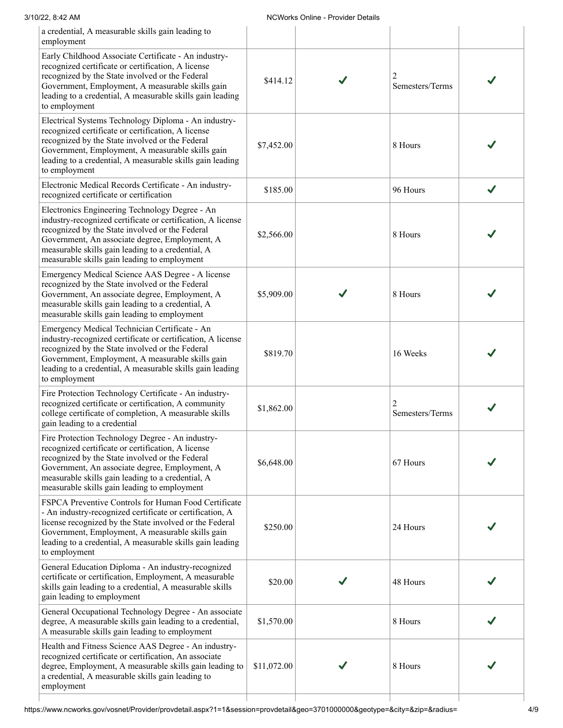| | | | | |
|---|---|---|---|---|
| a credential, A measurable skills gain leading to employment | | | | |
| Early Childhood Associate Certificate - An industry-recognized certificate or certification, A license recognized by the State involved or the Federal Government, Employment, A measurable skills gain leading to a credential, A measurable skills gain leading to employment | \$414.12 | ✔ | 2 Semesters/Terms | ✔ |
| Electrical Systems Technology Diploma - An industry-recognized certificate or certification, A license recognized by the State involved or the Federal Government, Employment, A measurable skills gain leading to a credential, A measurable skills gain leading to employment | \$7,452.00 | | 8 Hours | ✔ |
| Electronic Medical Records Certificate - An industry-recognized certificate or certification | \$185.00 | | 96 Hours | ✔ |
| Electronics Engineering Technology Degree - An industry-recognized certificate or certification, A license recognized by the State involved or the Federal Government, An associate degree, Employment, A measurable skills gain leading to a credential, A measurable skills gain leading to employment | \$2,566.00 | | 8 Hours | ✔ |
| Emergency Medical Science AAS Degree - A license recognized by the State involved or the Federal Government, An associate degree, Employment, A measurable skills gain leading to a credential, A measurable skills gain leading to employment | \$5,909.00 | ✔ | 8 Hours | ✔ |
| Emergency Medical Technician Certificate - An industry-recognized certificate or certification, A license recognized by the State involved or the Federal Government, Employment, A measurable skills gain leading to a credential, A measurable skills gain leading to employment | \$819.70 | | 16 Weeks | ✔ |
| Fire Protection Technology Certificate - An industry-recognized certificate or certification, A community college certificate of completion, A measurable skills gain leading to a credential | \$1,862.00 | | 2 Semesters/Terms | ✔ |
| Fire Protection Technology Degree - An industry-recognized certificate or certification, A license recognized by the State involved or the Federal Government, An associate degree, Employment, A measurable skills gain leading to a credential, A measurable skills gain leading to employment | \$6,648.00 | | 67 Hours | ✔ |
| FSPCA Preventive Controls for Human Food Certificate - An industry-recognized certificate or certification, A license recognized by the State involved or the Federal Government, Employment, A measurable skills gain leading to a credential, A measurable skills gain leading to employment | \$250.00 | | 24 Hours | ✔ |
| General Education Diploma - An industry-recognized certificate or certification, Employment, A measurable skills gain leading to a credential, A measurable skills gain leading to employment | \$20.00 | ✔ | 48 Hours | ✔ |
| General Occupational Technology Degree - An associate degree, A measurable skills gain leading to a credential, A measurable skills gain leading to employment | \$1,570.00 | | 8 Hours | ✔ |
| Health and Fitness Science AAS Degree - An industry-recognized certificate or certification, An associate degree, Employment, A measurable skills gain leading to a credential, A measurable skills gain leading to employment | \$11,072.00 | ✔ | 8 Hours | ✔ |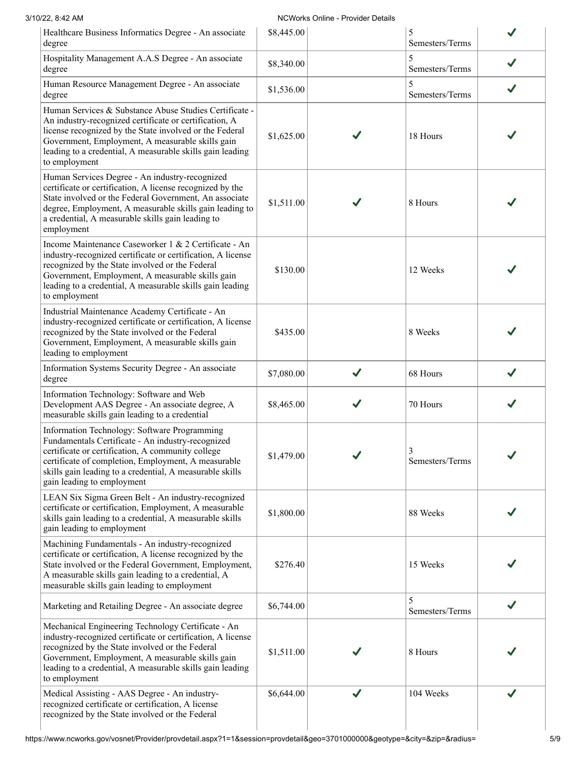| | | | | |
|---|---|---|---|---|
| Healthcare Business Informatics Degree - An associate degree | $8,445.00 | | 5 Semesters/Terms | ✔ |
| Hospitality Management A.A.S Degree - An associate degree | $8,340.00 | | 5 Semesters/Terms | ✔ |
| Human Resource Management Degree - An associate degree | $1,536.00 | | 5 Semesters/Terms | ✔ |
| Human Services & Substance Abuse Studies Certificate - An industry-recognized certificate or certification, A license recognized by the State involved or the Federal Government, Employment, A measurable skills gain leading to a credential, A measurable skills gain leading to employment | $1,625.00 | ✔ | 18 Hours | ✔ |
| Human Services Degree - An industry-recognized certificate or certification, A license recognized by the State involved or the Federal Government, An associate degree, Employment, A measurable skills gain leading to a credential, A measurable skills gain leading to employment | $1,511.00 | ✔ | 8 Hours | ✔ |
| Income Maintenance Caseworker 1 & 2 Certificate - An industry-recognized certificate or certification, A license recognized by the State involved or the Federal Government, Employment, A measurable skills gain leading to a credential, A measurable skills gain leading to employment | $130.00 | | 12 Weeks | ✔ |
| Industrial Maintenance Academy Certificate - An industry-recognized certificate or certification, A license recognized by the State involved or the Federal Government, Employment, A measurable skills gain leading to employment | $435.00 | | 8 Weeks | ✔ |
| Information Systems Security Degree - An associate degree | $7,080.00 | ✔ | 68 Hours | ✔ |
| Information Technology: Software and Web Development AAS Degree - An associate degree, A measurable skills gain leading to a credential | $8,465.00 | ✔ | 70 Hours | ✔ |
| Information Technology: Software Programming Fundamentals Certificate - An industry-recognized certificate or certification, A community college certificate of completion, Employment, A measurable skills gain leading to a credential, A measurable skills gain leading to employment | $1,479.00 | ✔ | 3 Semesters/Terms | ✔ |
| LEAN Six Sigma Green Belt - An industry-recognized certificate or certification, Employment, A measurable skills gain leading to a credential, A measurable skills gain leading to employment | $1,800.00 | | 88 Weeks | ✔ |
| Machining Fundamentals - An industry-recognized certificate or certification, A license recognized by the State involved or the Federal Government, Employment, A measurable skills gain leading to a credential, A measurable skills gain leading to employment | $276.40 | | 15 Weeks | ✔ |
| Marketing and Retailing Degree - An associate degree | $6,744.00 | | 5 Semesters/Terms | ✔ |
| Mechanical Engineering Technology Certificate - An industry-recognized certificate or certification, A license recognized by the State involved or the Federal Government, Employment, A measurable skills gain leading to a credential, A measurable skills gain leading to employment | $1,511.00 | ✔ | 8 Hours | ✔ |
| Medical Assisting - AAS Degree - An industry-recognized certificate or certification, A license recognized by the State involved or the Federal | $6,644.00 | ✔ | 104 Weeks | ✔ |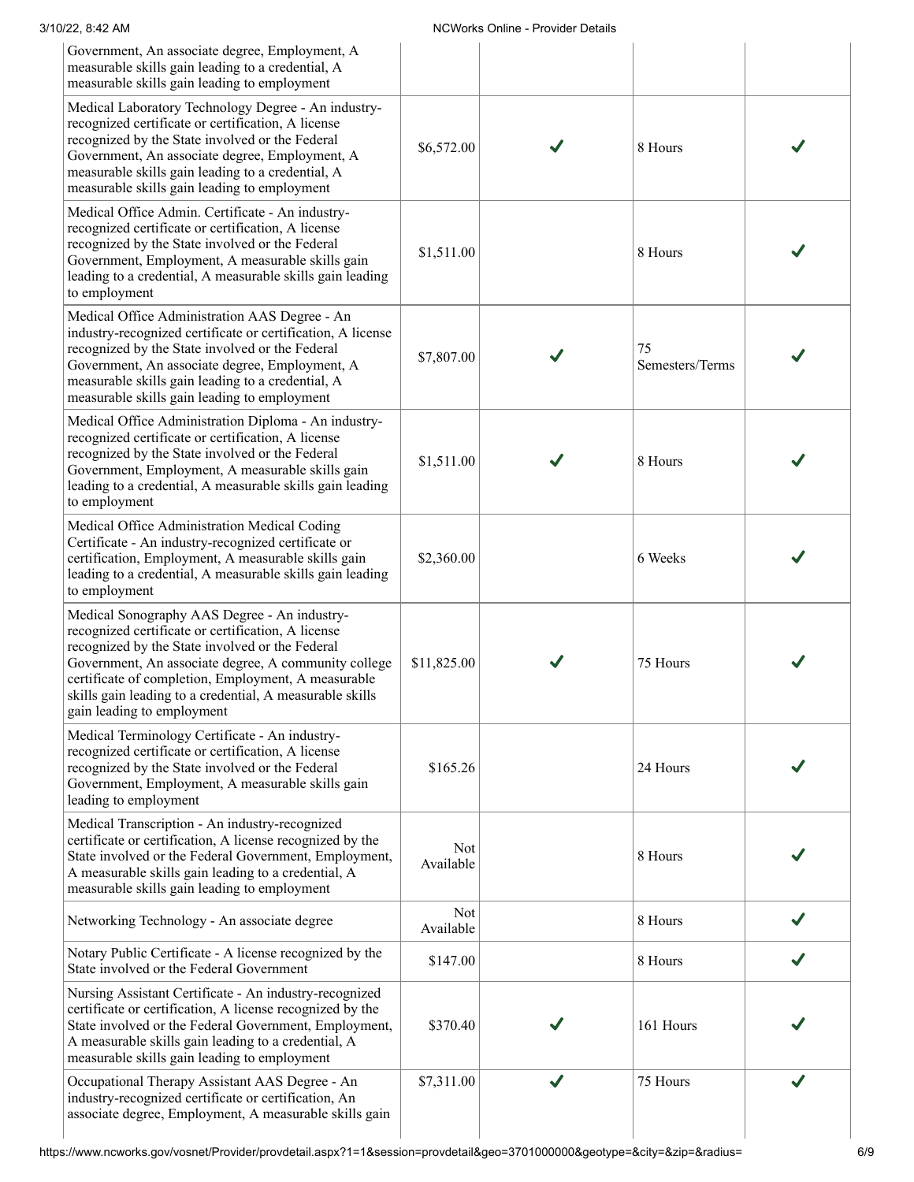| | | | | |
|---|---|---|---|---|
| Government, An associate degree, Employment, A measurable skills gain leading to a credential, A measurable skills gain leading to employment | | | | |
| Medical Laboratory Technology Degree - An industry-recognized certificate or certification, A license recognized by the State involved or the Federal Government, An associate degree, Employment, A measurable skills gain leading to a credential, A measurable skills gain leading to employment | $6,572.00 | ✔ | 8 Hours | ✔ |
| Medical Office Admin. Certificate - An industry-recognized certificate or certification, A license recognized by the State involved or the Federal Government, Employment, A measurable skills gain leading to a credential, A measurable skills gain leading to employment | $1,511.00 | | 8 Hours | ✔ |
| Medical Office Administration AAS Degree - An industry-recognized certificate or certification, A license recognized by the State involved or the Federal Government, An associate degree, Employment, A measurable skills gain leading to a credential, A measurable skills gain leading to employment | $7,807.00 | ✔ | 75 Semesters/Terms | ✔ |
| Medical Office Administration Diploma - An industry-recognized certificate or certification, A license recognized by the State involved or the Federal Government, Employment, A measurable skills gain leading to a credential, A measurable skills gain leading to employment | $1,511.00 | ✔ | 8 Hours | ✔ |
| Medical Office Administration Medical Coding Certificate - An industry-recognized certificate or certification, Employment, A measurable skills gain leading to a credential, A measurable skills gain leading to employment | $2,360.00 | | 6 Weeks | ✔ |
| Medical Sonography AAS Degree - An industry-recognized certificate or certification, A license recognized by the State involved or the Federal Government, An associate degree, A community college certificate of completion, Employment, A measurable skills gain leading to a credential, A measurable skills gain leading to employment | $11,825.00 | ✔ | 75 Hours | ✔ |
| Medical Terminology Certificate - An industry-recognized certificate or certification, A license recognized by the State involved or the Federal Government, Employment, A measurable skills gain leading to employment | $165.26 | | 24 Hours | ✔ |
| Medical Transcription - An industry-recognized certificate or certification, A license recognized by the State involved or the Federal Government, Employment, A measurable skills gain leading to a credential, A measurable skills gain leading to employment | Not Available | | 8 Hours | ✔ |
| Networking Technology - An associate degree | Not Available | | 8 Hours | ✔ |
| Notary Public Certificate - A license recognized by the State involved or the Federal Government | $147.00 | | 8 Hours | ✔ |
| Nursing Assistant Certificate - An industry-recognized certificate or certification, A license recognized by the State involved or the Federal Government, Employment, A measurable skills gain leading to a credential, A measurable skills gain leading to employment | $370.40 | ✔ | 161 Hours | ✔ |
| Occupational Therapy Assistant AAS Degree - An industry-recognized certificate or certification, An associate degree, Employment, A measurable skills gain | $7,311.00 | ✔ | 75 Hours | ✔ |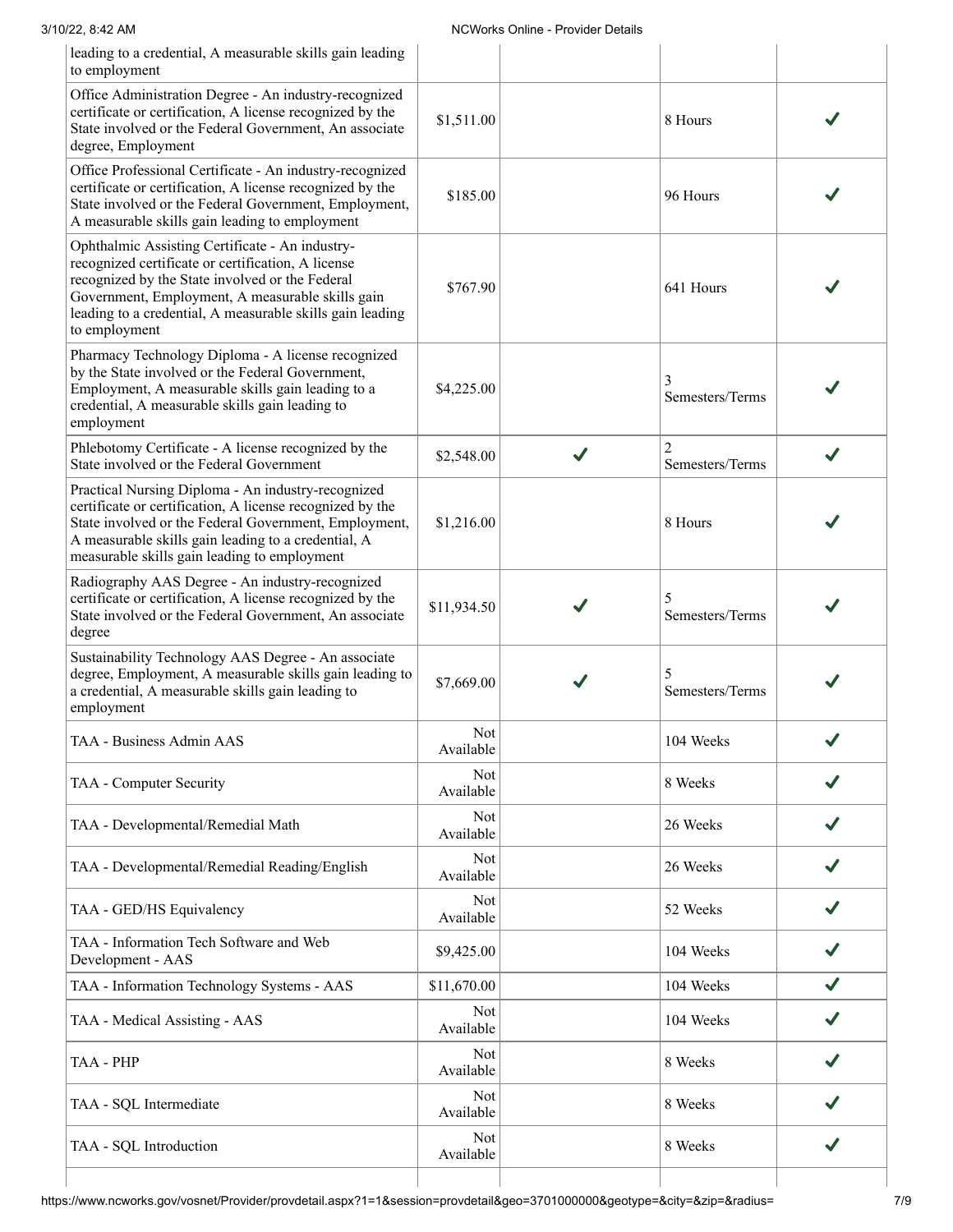| | | | | |
|---|---|---|---|---|
| leading to a credential, A measurable skills gain leading to employment | | | | |
| Office Administration Degree - An industry-recognized certificate or certification, A license recognized by the State involved or the Federal Government, An associate degree, Employment | $1,511.00 | | 8 Hours | ✔ |
| Office Professional Certificate - An industry-recognized certificate or certification, A license recognized by the State involved or the Federal Government, Employment, A measurable skills gain leading to employment | $185.00 | | 96 Hours | ✔ |
| Ophthalmic Assisting Certificate - An industry-recognized certificate or certification, A license recognized by the State involved or the Federal Government, Employment, A measurable skills gain leading to a credential, A measurable skills gain leading to employment | $767.90 | | 641 Hours | ✔ |
| Pharmacy Technology Diploma - A license recognized by the State involved or the Federal Government, Employment, A measurable skills gain leading to a credential, A measurable skills gain leading to employment | $4,225.00 | | 3 Semesters/Terms | ✔ |
| Phlebotomy Certificate - A license recognized by the State involved or the Federal Government | $2,548.00 | ✔ | 2 Semesters/Terms | ✔ |
| Practical Nursing Diploma - An industry-recognized certificate or certification, A license recognized by the State involved or the Federal Government, Employment, A measurable skills gain leading to a credential, A measurable skills gain leading to employment | $1,216.00 | | 8 Hours | ✔ |
| Radiography AAS Degree - An industry-recognized certificate or certification, A license recognized by the State involved or the Federal Government, An associate degree | $11,934.50 | ✔ | 5 Semesters/Terms | ✔ |
| Sustainability Technology AAS Degree - An associate degree, Employment, A measurable skills gain leading to a credential, A measurable skills gain leading to employment | $7,669.00 | ✔ | 5 Semesters/Terms | ✔ |
| TAA - Business Admin AAS | Not Available | | 104 Weeks | ✔ |
| TAA - Computer Security | Not Available | | 8 Weeks | ✔ |
| TAA - Developmental/Remedial Math | Not Available | | 26 Weeks | ✔ |
| TAA - Developmental/Remedial Reading/English | Not Available | | 26 Weeks | ✔ |
| TAA - GED/HS Equivalency | Not Available | | 52 Weeks | ✔ |
| TAA - Information Tech Software and Web Development - AAS | $9,425.00 | | 104 Weeks | ✔ |
| TAA - Information Technology Systems - AAS | $11,670.00 | | 104 Weeks | ✔ |
| TAA - Medical Assisting - AAS | Not Available | | 104 Weeks | ✔ |
| TAA - PHP | Not Available | | 8 Weeks | ✔ |
| TAA - SQL Intermediate | Not Available | | 8 Weeks | ✔ |
| TAA - SQL Introduction | Not Available | | 8 Weeks | ✔ |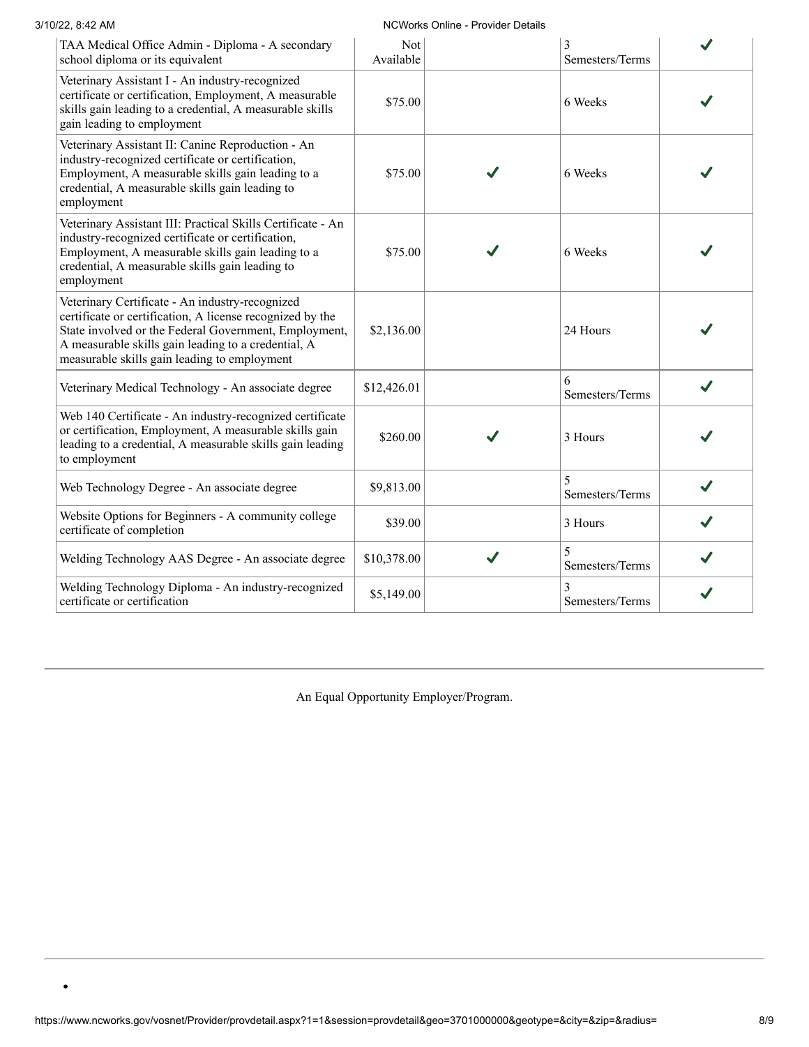| | | | | |
|---|---|---|---|---|
| TAA Medical Office Admin - Diploma - A secondary school diploma or its equivalent | Not Available | | 3 Semesters/Terms | ✔ |
| Veterinary Assistant I - An industry-recognized certificate or certification, Employment, A measurable skills gain leading to a credential, A measurable skills gain leading to employment | $75.00 | | 6 Weeks | ✔ |
| Veterinary Assistant II: Canine Reproduction - An industry-recognized certificate or certification, Employment, A measurable skills gain leading to a credential, A measurable skills gain leading to employment | $75.00 | ✔ | 6 Weeks | ✔ |
| Veterinary Assistant III: Practical Skills Certificate - An industry-recognized certificate or certification, Employment, A measurable skills gain leading to a credential, A measurable skills gain leading to employment | $75.00 | ✔ | 6 Weeks | ✔ |
| Veterinary Certificate - An industry-recognized certificate or certification, A license recognized by the State involved or the Federal Government, Employment, A measurable skills gain leading to a credential, A measurable skills gain leading to employment | $2,136.00 | | 24 Hours | ✔ |
| Veterinary Medical Technology - An associate degree | $12,426.01 | | 6 Semesters/Terms | ✔ |
| Web 140 Certificate - An industry-recognized certificate or certification, Employment, A measurable skills gain leading to a credential, A measurable skills gain leading to employment | $260.00 | ✔ | 3 Hours | ✔ |
| Web Technology Degree - An associate degree | $9,813.00 | | 5 Semesters/Terms | ✔ |
| Website Options for Beginners - A community college certificate of completion | $39.00 | | 3 Hours | ✔ |
| Welding Technology AAS Degree - An associate degree | $10,378.00 | ✔ | 5 Semesters/Terms | ✔ |
| Welding Technology Diploma - An industry-recognized certificate or certification | $5,149.00 | | 3 Semesters/Terms | ✔ |

An Equal Opportunity Employer/Program.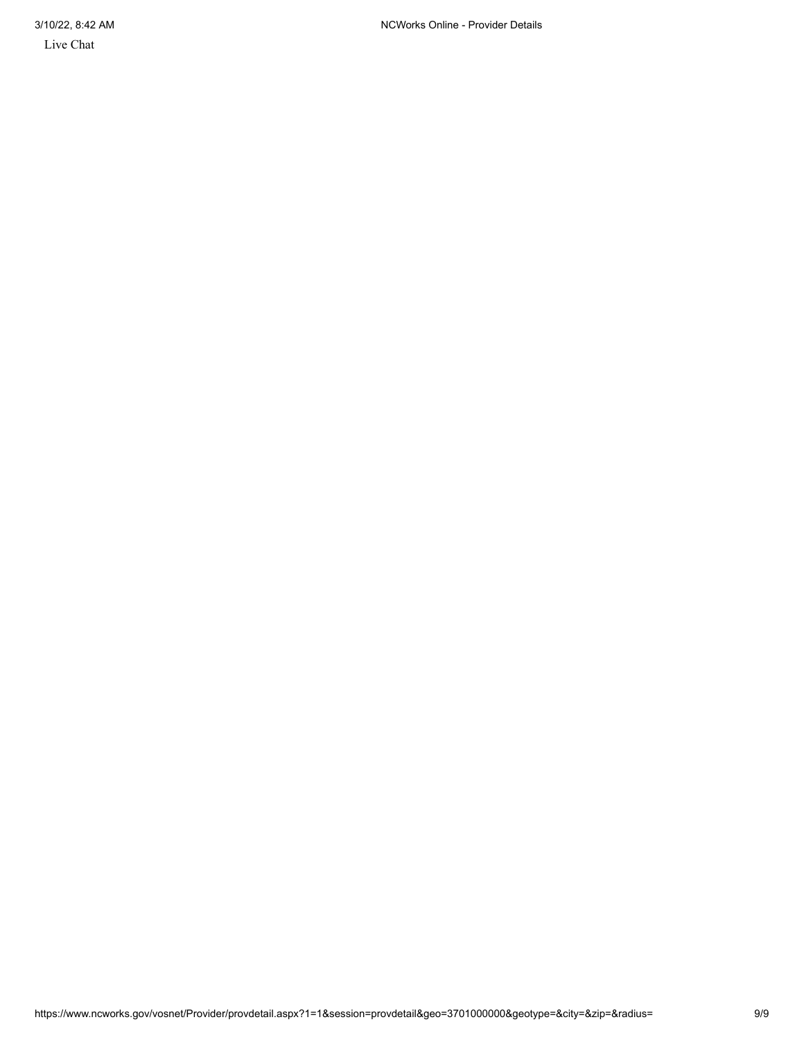Live Chat